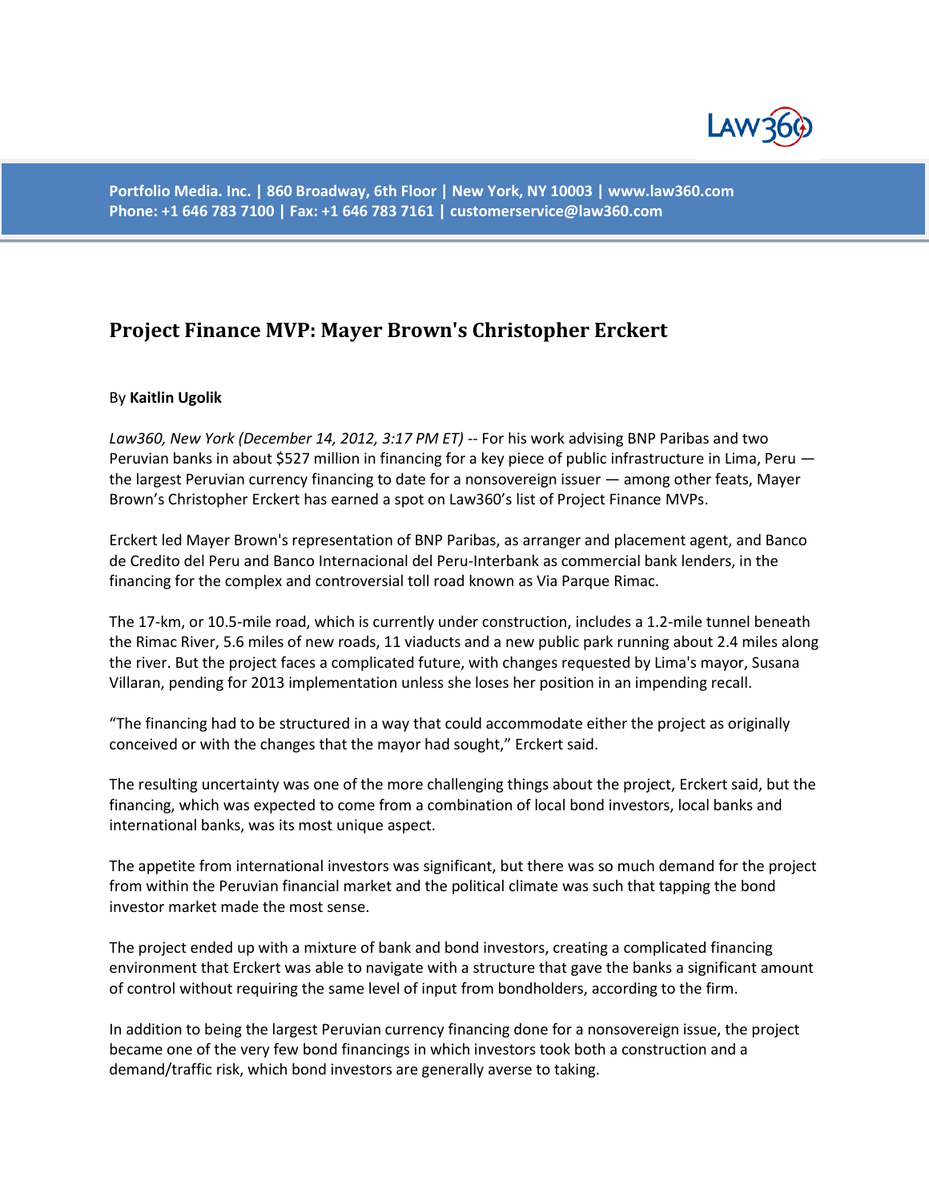Portfolio Media. Inc. | 860 Broadway, 6th Floor | New York, NY 10003 | www.law360.com
Phone: +1 646 783 7100 | Fax: +1 646 783 7161 | customerservice@law360.com

# Project Finance MVP: Mayer Brown's Christopher Erckert

By **Kaitlin Ugolik**

*Law360, New York (December 14, 2012, 3:17 PM ET)* -- For his work advising BNP Paribas and two Peruvian banks in about $527 million in financing for a key piece of public infrastructure in Lima, Peru — the largest Peruvian currency financing to date for a nonsovereign issuer — among other feats, Mayer Brown's Christopher Erckert has earned a spot on Law360's list of Project Finance MVPs.

Erckert led Mayer Brown's representation of BNP Paribas, as arranger and placement agent, and Banco de Credito del Peru and Banco Internacional del Peru-Interbank as commercial bank lenders, in the financing for the complex and controversial toll road known as Via Parque Rimac.

The 17-km, or 10.5-mile road, which is currently under construction, includes a 1.2-mile tunnel beneath the Rimac River, 5.6 miles of new roads, 11 viaducts and a new public park running about 2.4 miles along the river. But the project faces a complicated future, with changes requested by Lima's mayor, Susana Villaran, pending for 2013 implementation unless she loses her position in an impending recall.

"The financing had to be structured in a way that could accommodate either the project as originally conceived or with the changes that the mayor had sought," Erckert said.

The resulting uncertainty was one of the more challenging things about the project, Erckert said, but the financing, which was expected to come from a combination of local bond investors, local banks and international banks, was its most unique aspect.

The appetite from international investors was significant, but there was so much demand for the project from within the Peruvian financial market and the political climate was such that tapping the bond investor market made the most sense.

The project ended up with a mixture of bank and bond investors, creating a complicated financing environment that Erckert was able to navigate with a structure that gave the banks a significant amount of control without requiring the same level of input from bondholders, according to the firm.

In addition to being the largest Peruvian currency financing done for a nonsovereign issue, the project became one of the very few bond financings in which investors took both a construction and a demand/traffic risk, which bond investors are generally averse to taking.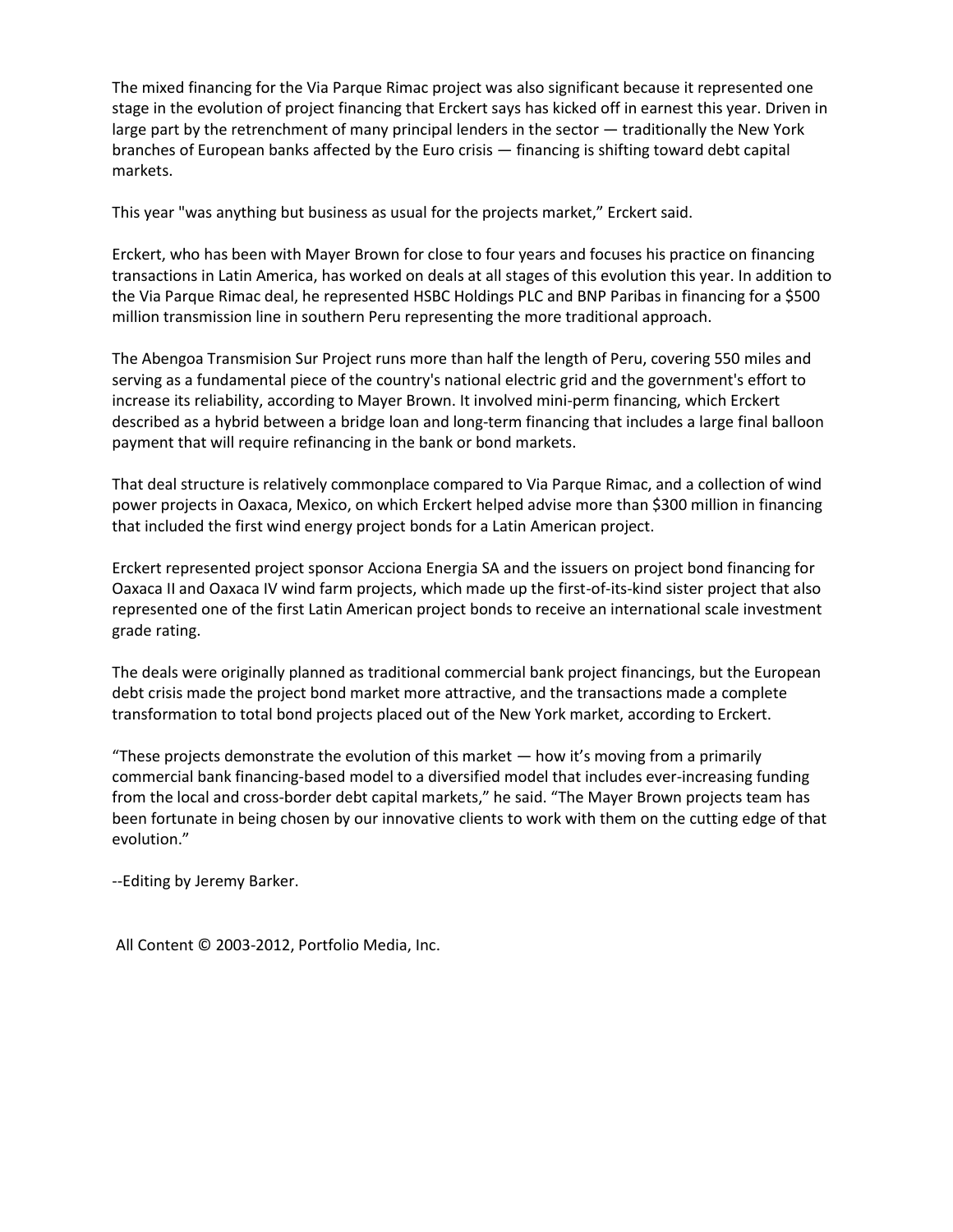The mixed financing for the Via Parque Rimac project was also significant because it represented one stage in the evolution of project financing that Erckert says has kicked off in earnest this year. Driven in large part by the retrenchment of many principal lenders in the sector — traditionally the New York branches of European banks affected by the Euro crisis — financing is shifting toward debt capital markets.

This year "was anything but business as usual for the projects market," Erckert said.

Erckert, who has been with Mayer Brown for close to four years and focuses his practice on financing transactions in Latin America, has worked on deals at all stages of this evolution this year. In addition to the Via Parque Rimac deal, he represented HSBC Holdings PLC and BNP Paribas in financing for a $500 million transmission line in southern Peru representing the more traditional approach.

The Abengoa Transmision Sur Project runs more than half the length of Peru, covering 550 miles and serving as a fundamental piece of the country's national electric grid and the government's effort to increase its reliability, according to Mayer Brown. It involved mini-perm financing, which Erckert described as a hybrid between a bridge loan and long-term financing that includes a large final balloon payment that will require refinancing in the bank or bond markets.

That deal structure is relatively commonplace compared to Via Parque Rimac, and a collection of wind power projects in Oaxaca, Mexico, on which Erckert helped advise more than $300 million in financing that included the first wind energy project bonds for a Latin American project.

Erckert represented project sponsor Acciona Energia SA and the issuers on project bond financing for Oaxaca II and Oaxaca IV wind farm projects, which made up the first-of-its-kind sister project that also represented one of the first Latin American project bonds to receive an international scale investment grade rating.

The deals were originally planned as traditional commercial bank project financings, but the European debt crisis made the project bond market more attractive, and the transactions made a complete transformation to total bond projects placed out of the New York market, according to Erckert.

"These projects demonstrate the evolution of this market — how it's moving from a primarily commercial bank financing-based model to a diversified model that includes ever-increasing funding from the local and cross-border debt capital markets," he said. "The Mayer Brown projects team has been fortunate in being chosen by our innovative clients to work with them on the cutting edge of that evolution."

--Editing by Jeremy Barker.

All Content © 2003-2012, Portfolio Media, Inc.